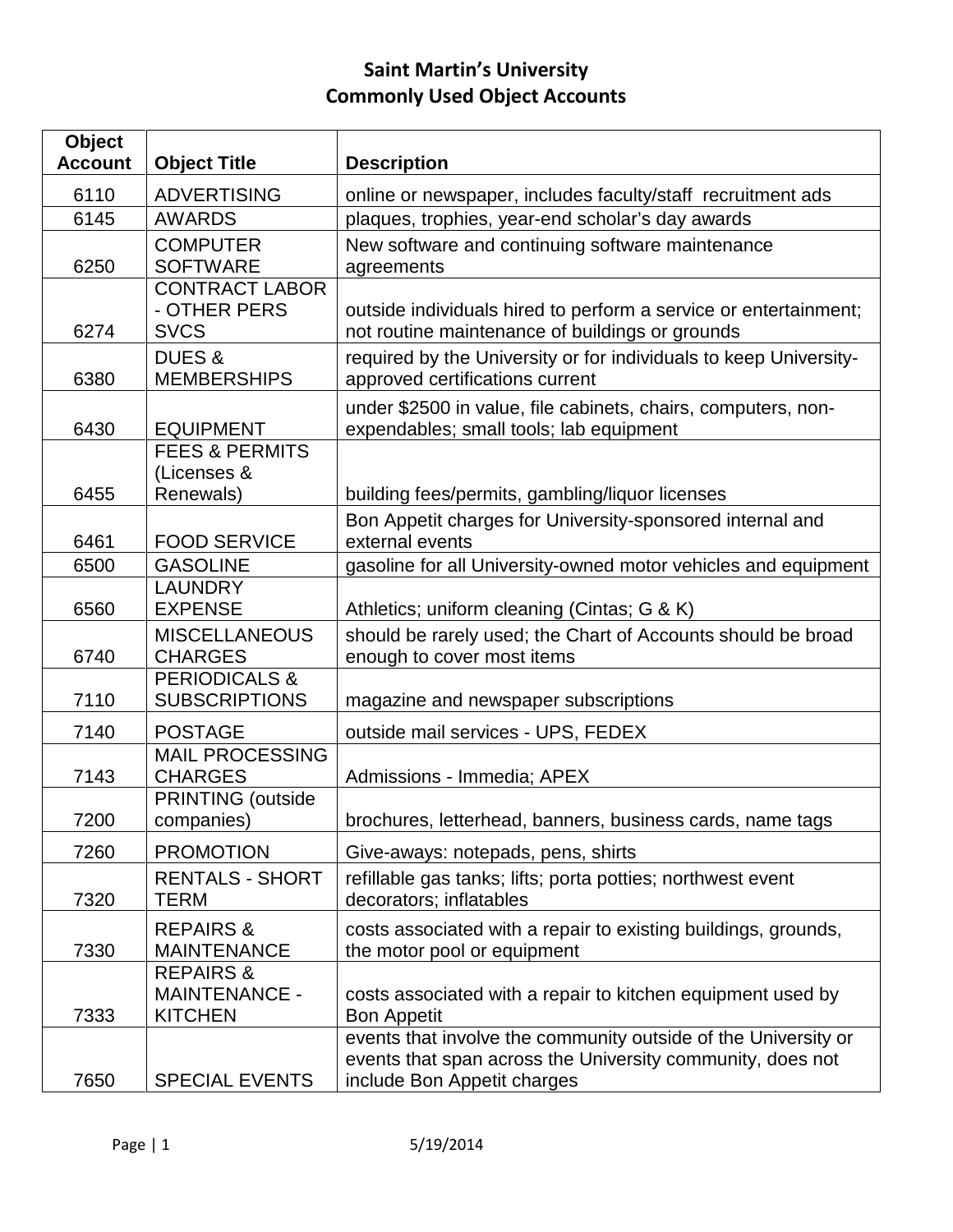# Saint Martin's University
## Commonly Used Object Accounts

| Object Account | Object Title | Description |
|---|---|---|
| 6110 | ADVERTISING | online or newspaper, includes faculty/staff recruitment ads |
| 6145 | AWARDS | plaques, trophies, year-end scholar's day awards |
| 6250 | COMPUTER SOFTWARE | New software and continuing software maintenance agreements |
| 6274 | CONTRACT LABOR - OTHER PERS SVCS | outside individuals hired to perform a service or entertainment; not routine maintenance of buildings or grounds |
| 6380 | DUES & MEMBERSHIPS | required by the University or for individuals to keep University-approved certifications current |
| 6430 | EQUIPMENT | under $2500 in value, file cabinets, chairs, computers, non-expendables; small tools; lab equipment |
| 6455 | FEES & PERMITS (Licenses & Renewals) | building fees/permits, gambling/liquor licenses |
| 6461 | FOOD SERVICE | Bon Appetit charges for University-sponsored internal and external events |
| 6500 | GASOLINE | gasoline for all University-owned motor vehicles and equipment |
| 6560 | LAUNDRY EXPENSE | Athletics; uniform cleaning (Cintas; G & K) |
| 6740 | MISCELLANEOUS CHARGES | should be rarely used; the Chart of Accounts should be broad enough to cover most items |
| 7110 | PERIODICALS & SUBSCRIPTIONS | magazine and newspaper subscriptions |
| 7140 | POSTAGE | outside mail services - UPS, FEDEX |
| 7143 | MAIL PROCESSING CHARGES | Admissions - Immedia; APEX |
| 7200 | PRINTING (outside companies) | brochures, letterhead, banners, business cards, name tags |
| 7260 | PROMOTION | Give-aways: notepads, pens, shirts |
| 7320 | RENTALS - SHORT TERM | refillable gas tanks; lifts; porta potties; northwest event decorators; inflatables |
| 7330 | REPAIRS & MAINTENANCE | costs associated with a repair to existing buildings, grounds, the motor pool or equipment |
| 7333 | REPAIRS & MAINTENANCE - KITCHEN | costs associated with a repair to kitchen equipment used by Bon Appetit |
| 7650 | SPECIAL EVENTS | events that involve the community outside of the University or events that span across the University community, does not include Bon Appetit charges |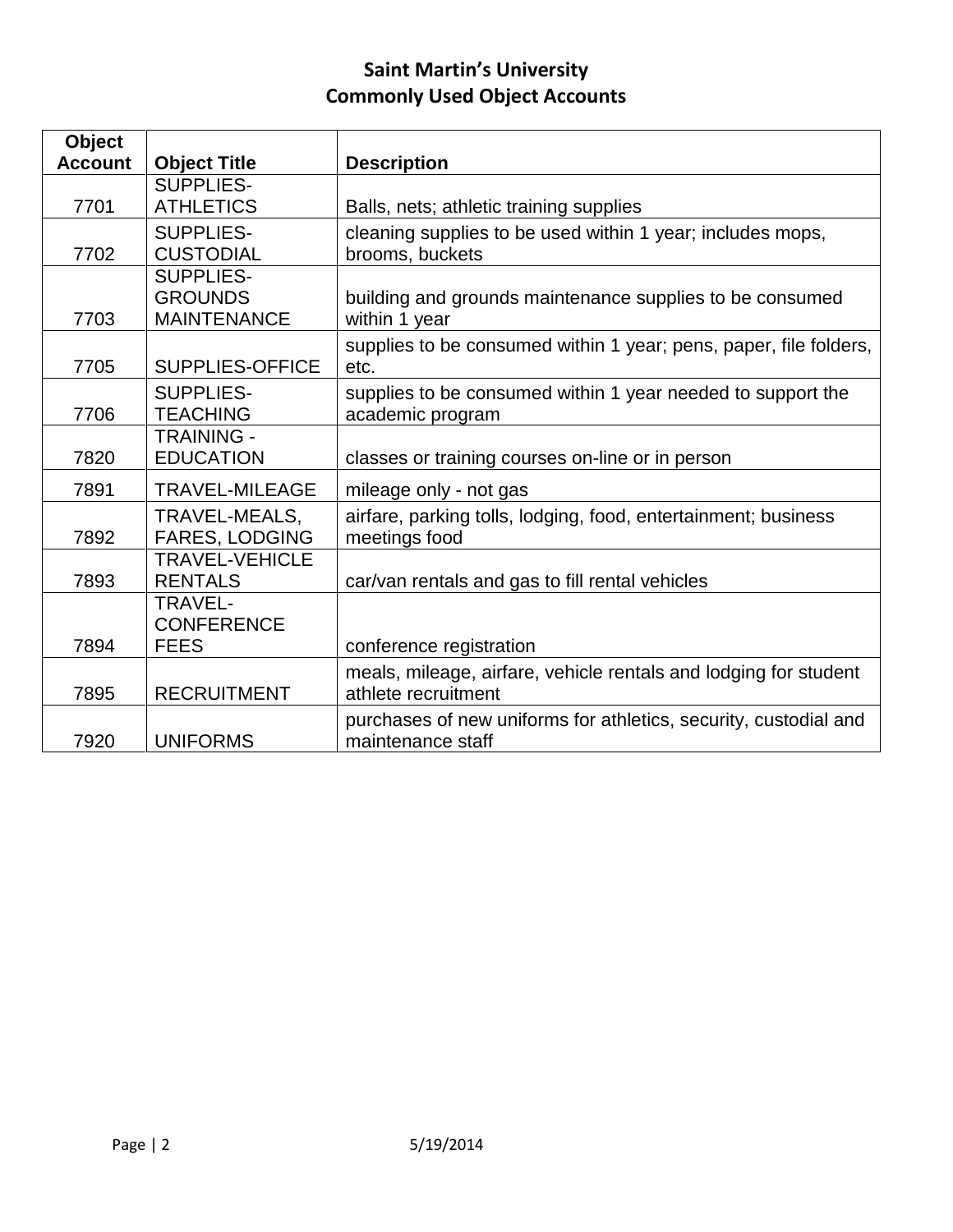**Saint Martin's University**
**Commonly Used Object Accounts**

| Object Account | Object Title | Description |
|---|---|---|
| 7701 | SUPPLIES-ATHLETICS | Balls, nets; athletic training supplies |
| 7702 | SUPPLIES-CUSTODIAL | cleaning supplies to be used within 1 year; includes mops, brooms, buckets |
| 7703 | SUPPLIES-GROUNDS MAINTENANCE | building and grounds maintenance supplies to be consumed within 1 year |
| 7705 | SUPPLIES-OFFICE | supplies to be consumed within 1 year; pens, paper, file folders, etc. |
| 7706 | SUPPLIES-TEACHING | supplies to be consumed within 1 year needed to support the academic program |
| 7820 | TRAINING - EDUCATION | classes or training courses on-line or in person |
| 7891 | TRAVEL-MILEAGE | mileage only - not gas |
| 7892 | TRAVEL-MEALS, FARES, LODGING | airfare, parking tolls, lodging, food, entertainment; business meetings food |
| 7893 | TRAVEL-VEHICLE RENTALS | car/van rentals and gas to fill rental vehicles |
| 7894 | TRAVEL-CONFERENCE FEES | conference registration |
| 7895 | RECRUITMENT | meals, mileage, airfare, vehicle rentals and lodging for student athlete recruitment |
| 7920 | UNIFORMS | purchases of new uniforms for athletics, security, custodial and maintenance staff |